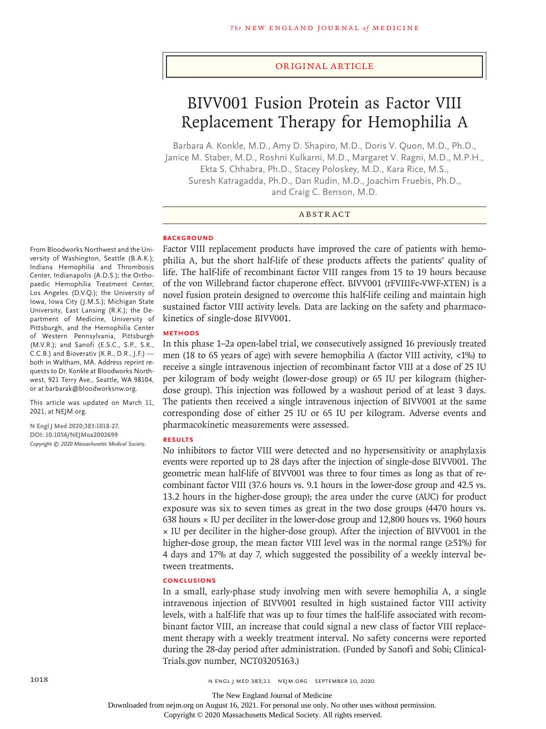ORIGINAL ARTICLE

# BIVV001 Fusion Protein as Factor VIII Replacement Therapy for Hemophilia A

Barbara A. Konkle, M.D., Amy D. Shapiro, M.D., Doris V. Quon, M.D., Ph.D., Janice M. Staber, M.D., Roshni Kulkarni, M.D., Margaret V. Ragni, M.D., M.P.H., Ekta S. Chhabra, Ph.D., Stacey Poloskey, M.D., Kara Rice, M.S., Suresh Katragadda, Ph.D., Dan Rudin, M.D., Joachim Fruebis, Ph.D., and Craig C. Benson, M.D.

## ABSTRACT

### BACKGROUND

Factor VIII replacement products have improved the care of patients with hemophilia A, but the short half-life of these products affects the patients' quality of life. The half-life of recombinant factor VIII ranges from 15 to 19 hours because of the von Willebrand factor chaperone effect. BIVV001 (rFVIIIFc-VWF-XTEN) is a novel fusion protein designed to overcome this half-life ceiling and maintain high sustained factor VIII activity levels. Data are lacking on the safety and pharmacokinetics of single-dose BIVV001.

### METHODS

In this phase 1–2a open-label trial, we consecutively assigned 16 previously treated men (18 to 65 years of age) with severe hemophilia A (factor VIII activity, <1%) to receive a single intravenous injection of recombinant factor VIII at a dose of 25 IU per kilogram of body weight (lower-dose group) or 65 IU per kilogram (higher-dose group). This injection was followed by a washout period of at least 3 days. The patients then received a single intravenous injection of BIVV001 at the same corresponding dose of either 25 IU or 65 IU per kilogram. Adverse events and pharmacokinetic measurements were assessed.

### RESULTS

No inhibitors to factor VIII were detected and no hypersensitivity or anaphylaxis events were reported up to 28 days after the injection of single-dose BIVV001. The geometric mean half-life of BIVV001 was three to four times as long as that of recombinant factor VIII (37.6 hours vs. 9.1 hours in the lower-dose group and 42.5 vs. 13.2 hours in the higher-dose group); the area under the curve (AUC) for product exposure was six to seven times as great in the two dose groups (4470 hours vs. 638 hours × IU per deciliter in the lower-dose group and 12,800 hours vs. 1960 hours × IU per deciliter in the higher-dose group). After the injection of BIVV001 in the higher-dose group, the mean factor VIII level was in the normal range (≥51%) for 4 days and 17% at day 7, which suggested the possibility of a weekly interval between treatments.

### CONCLUSIONS

In a small, early-phase study involving men with severe hemophilia A, a single intravenous injection of BIVV001 resulted in high sustained factor VIII activity levels, with a half-life that was up to four times the half-life associated with recombinant factor VIII, an increase that could signal a new class of factor VIII replacement therapy with a weekly treatment interval. No safety concerns were reported during the 28-day period after administration. (Funded by Sanofi and Sobi; ClinicalTrials.gov number, NCT03205163.)

From Bloodworks Northwest and the University of Washington, Seattle (B.A.K.); Indiana Hemophilia and Thrombosis Center, Indianapolis (A.D.S.); the Orthopaedic Hemophilia Treatment Center, Los Angeles (D.V.Q.); the University of Iowa, Iowa City (J.M.S.); Michigan State University, East Lansing (R.K.); the Department of Medicine, University of Pittsburgh, and the Hemophilia Center of Western Pennsylvania, Pittsburgh (M.V.R.); and Sanofi (E.S.C., S.P., S.K., C.C.B.) and Bioverativ (K.R., D.R., J.F.) — both in Waltham, MA. Address reprint requests to Dr. Konkle at Bloodworks Northwest, 921 Terry Ave., Seattle, WA 98104, or at barbarak@bloodworksnw.org.

This article was updated on March 11, 2021, at NEJM.org.

N Engl J Med 2020;383:1018-27.
DOI: 10.1056/NEJMoa2002699
Copyright © 2020 Massachusetts Medical Society.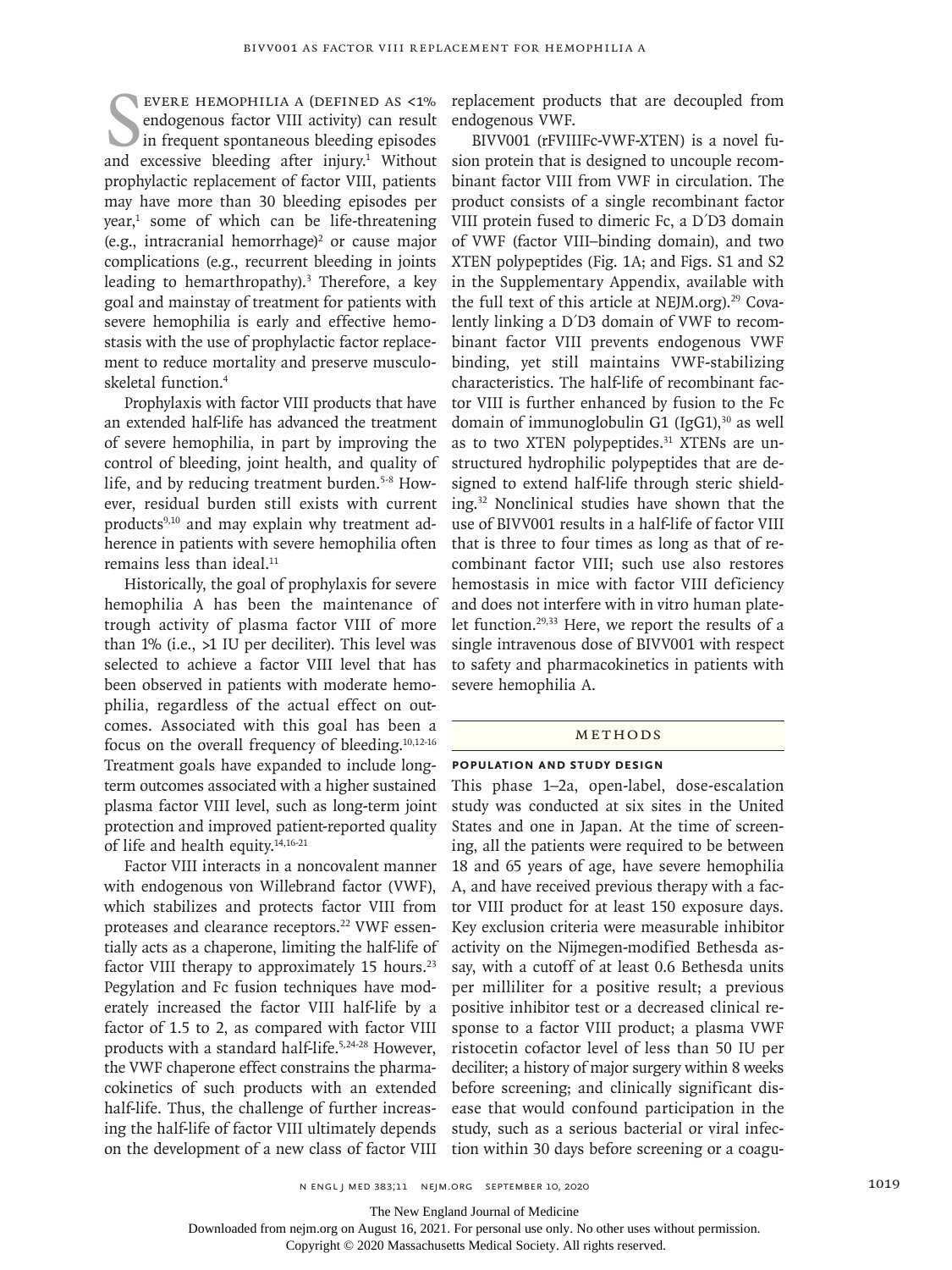Severe hemophilia a (defined as <1% endogenous factor VIII activity) can result in frequent spontaneous bleeding episodes and excessive bleeding after injury.[1] Without prophylactic replacement of factor VIII, patients may have more than 30 bleeding episodes per year,[1] some of which can be life-threatening (e.g., intracranial hemorrhage)[2] or cause major complications (e.g., recurrent bleeding in joints leading to hemarthropathy).[3] Therefore, a key goal and mainstay of treatment for patients with severe hemophilia is early and effective hemostasis with the use of prophylactic factor replacement to reduce mortality and preserve musculoskeletal function.[4]

Prophylaxis with factor VIII products that have an extended half-life has advanced the treatment of severe hemophilia, in part by improving the control of bleeding, joint health, and quality of life, and by reducing treatment burden.[5-8] However, residual burden still exists with current products[9,10] and may explain why treatment adherence in patients with severe hemophilia often remains less than ideal.[11]

Historically, the goal of prophylaxis for severe hemophilia A has been the maintenance of trough activity of plasma factor VIII of more than 1% (i.e., >1 IU per deciliter). This level was selected to achieve a factor VIII level that has been observed in patients with moderate hemophilia, regardless of the actual effect on outcomes. Associated with this goal has been a focus on the overall frequency of bleeding.[10,12-16] Treatment goals have expanded to include long-term outcomes associated with a higher sustained plasma factor VIII level, such as long-term joint protection and improved patient-reported quality of life and health equity.[14,16-21]

Factor VIII interacts in a noncovalent manner with endogenous von Willebrand factor (VWF), which stabilizes and protects factor VIII from proteases and clearance receptors.[22] VWF essentially acts as a chaperone, limiting the half-life of factor VIII therapy to approximately 15 hours.[23] Pegylation and Fc fusion techniques have moderately increased the factor VIII half-life by a factor of 1.5 to 2, as compared with factor VIII products with a standard half-life.[5,24-28] However, the VWF chaperone effect constrains the pharmacokinetics of such products with an extended half-life. Thus, the challenge of further increasing the half-life of factor VIII ultimately depends on the development of a new class of factor VIII replacement products that are decoupled from endogenous VWF.

BIVV001 (rFVIIIFc-VWF-XTEN) is a novel fusion protein that is designed to uncouple recombinant factor VIII from VWF in circulation. The product consists of a single recombinant factor VIII protein fused to dimeric Fc, a D′D3 domain of VWF (factor VIII–binding domain), and two XTEN polypeptides (Fig. 1A; and Figs. S1 and S2 in the Supplementary Appendix, available with the full text of this article at NEJM.org).[29] Covalently linking a D′D3 domain of VWF to recombinant factor VIII prevents endogenous VWF binding, yet still maintains VWF-stabilizing characteristics. The half-life of recombinant factor VIII is further enhanced by fusion to the Fc domain of immunoglobulin G1 (IgG1),[30] as well as to two XTEN polypeptides.[31] XTENs are unstructured hydrophilic polypeptides that are designed to extend half-life through steric shielding.[32] Nonclinical studies have shown that the use of BIVV001 results in a half-life of factor VIII that is three to four times as long as that of recombinant factor VIII; such use also restores hemostasis in mice with factor VIII deficiency and does not interfere with in vitro human platelet function.[29,33] Here, we report the results of a single intravenous dose of BIVV001 with respect to safety and pharmacokinetics in patients with severe hemophilia A.

## Methods

### Population and Study Design

This phase 1–2a, open-label, dose-escalation study was conducted at six sites in the United States and one in Japan. At the time of screening, all the patients were required to be between 18 and 65 years of age, have severe hemophilia A, and have received previous therapy with a factor VIII product for at least 150 exposure days. Key exclusion criteria were measurable inhibitor activity on the Nijmegen-modified Bethesda assay, with a cutoff of at least 0.6 Bethesda units per milliliter for a positive result; a previous positive inhibitor test or a decreased clinical response to a factor VIII product; a plasma VWF ristocetin cofactor level of less than 50 IU per deciliter; a history of major surgery within 8 weeks before screening; and clinically significant disease that would confound participation in the study, such as a serious bacterial or viral infection within 30 days before screening or a coagu-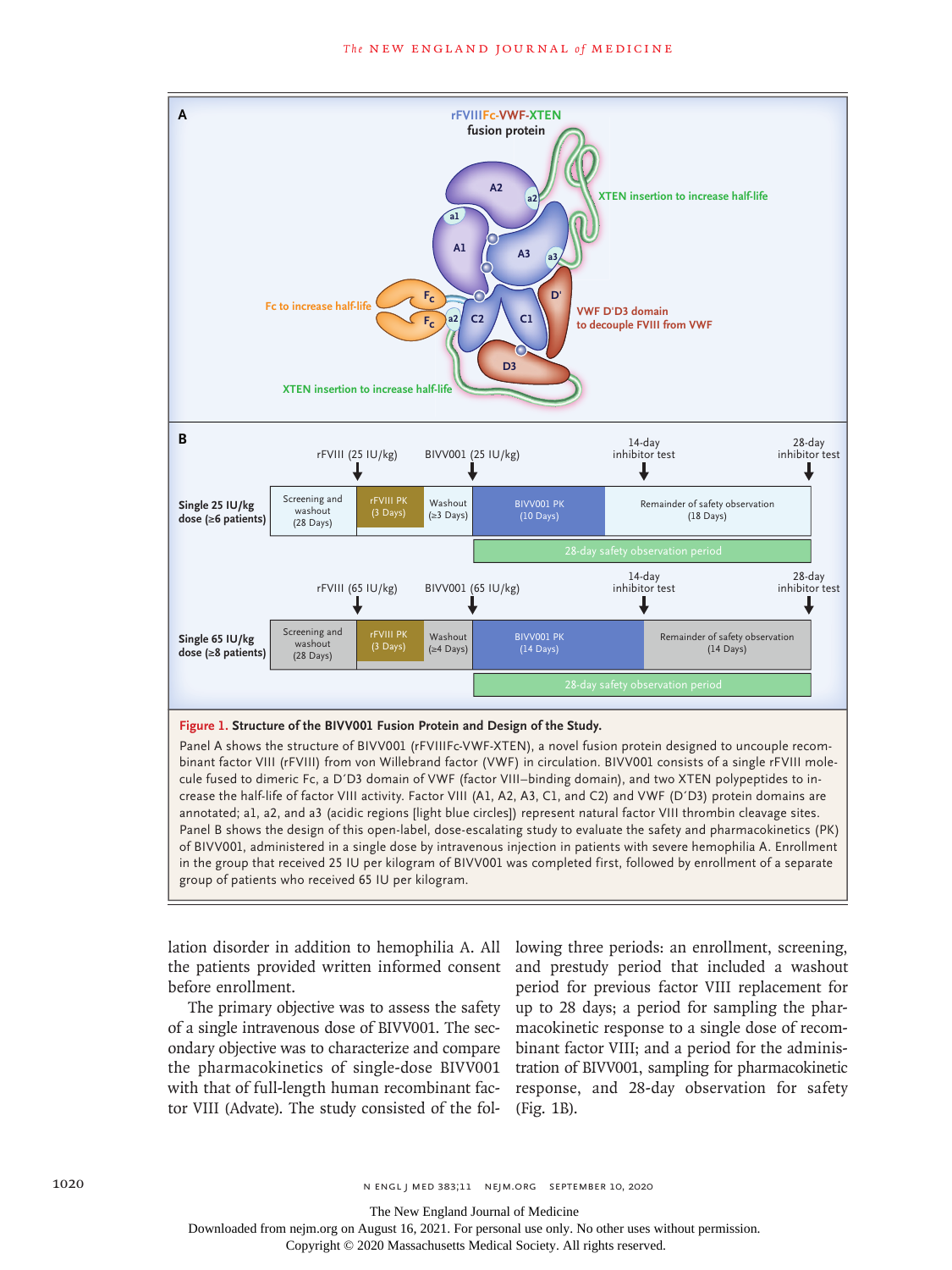**Figure 1. Structure of the BIVV001 Fusion Protein and Design of the Study.**

Panel A shows the structure of BIVV001 (rFVIIIFc-VWF-XTEN), a novel fusion protein designed to uncouple recombinant factor VIII (rFVIII) from von Willebrand factor (VWF) in circulation. BIVV001 consists of a single rFVIII molecule fused to dimeric Fc, a D′D3 domain of VWF (factor VIII–binding domain), and two XTEN polypeptides to increase the half-life of factor VIII activity. Factor VIII (A1, A2, A3, C1, and C2) and VWF (D′D3) protein domains are annotated; a1, a2, and a3 (acidic regions [light blue circles]) represent natural factor VIII thrombin cleavage sites. Panel B shows the design of this open-label, dose-escalating study to evaluate the safety and pharmacokinetics (PK) of BIVV001, administered in a single dose by intravenous injection in patients with severe hemophilia A. Enrollment in the group that received 25 IU per kilogram of BIVV001 was completed first, followed by enrollment of a separate group of patients who received 65 IU per kilogram.

lation disorder in addition to hemophilia A. All the patients provided written informed consent before enrollment.

The primary objective was to assess the safety of a single intravenous dose of BIVV001. The secondary objective was to characterize and compare the pharmacokinetics of single-dose BIVV001 with that of full-length human recombinant factor VIII (Advate). The study consisted of the following three periods: an enrollment, screening, and prestudy period that included a washout period for previous factor VIII replacement for up to 28 days; a period for sampling the pharmacokinetic response to a single dose of recombinant factor VIII; and a period for the administration of BIVV001, sampling for pharmacokinetic response, and 28-day observation for safety (Fig. 1B).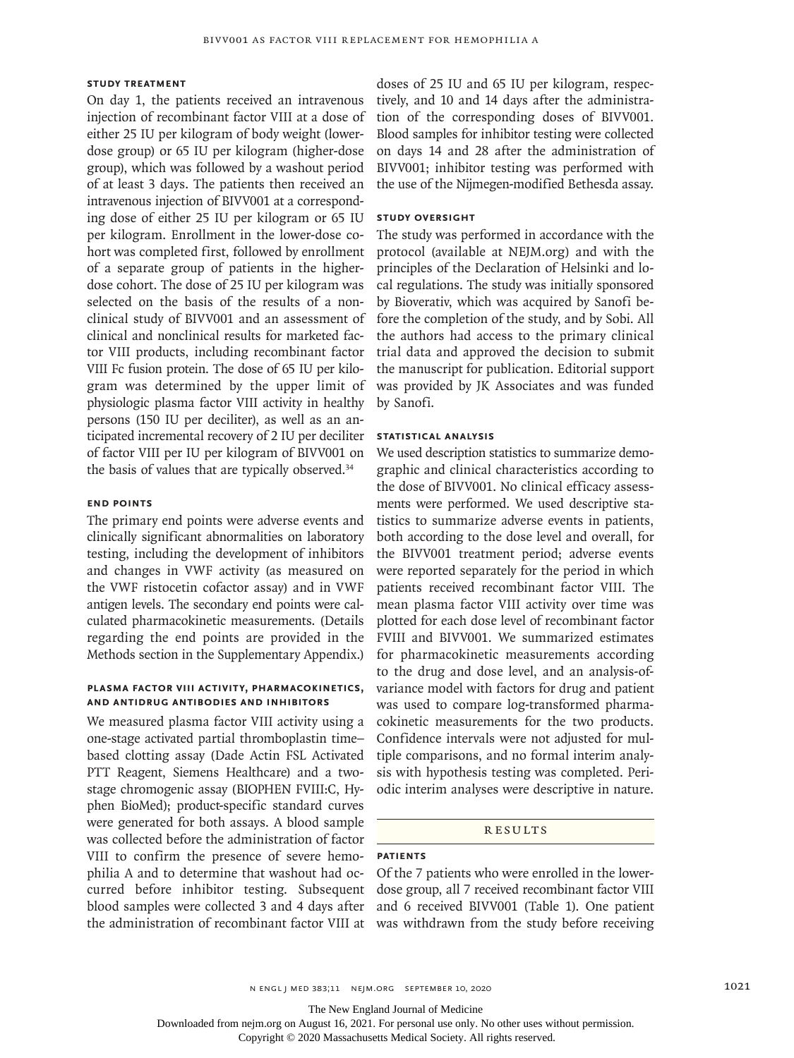### Study Treatment

On day 1, the patients received an intravenous injection of recombinant factor VIII at a dose of either 25 IU per kilogram of body weight (lower-dose group) or 65 IU per kilogram (higher-dose group), which was followed by a washout period of at least 3 days. The patients then received an intravenous injection of BIVV001 at a corresponding dose of either 25 IU per kilogram or 65 IU per kilogram. Enrollment in the lower-dose cohort was completed first, followed by enrollment of a separate group of patients in the higher-dose cohort. The dose of 25 IU per kilogram was selected on the basis of the results of a nonclinical study of BIVV001 and an assessment of clinical and nonclinical results for marketed factor VIII products, including recombinant factor VIII Fc fusion protein. The dose of 65 IU per kilogram was determined by the upper limit of physiologic plasma factor VIII activity in healthy persons (150 IU per deciliter), as well as an anticipated incremental recovery of 2 IU per deciliter of factor VIII per IU per kilogram of BIVV001 on the basis of values that are typically observed.[34]

### End Points

The primary end points were adverse events and clinically significant abnormalities on laboratory testing, including the development of inhibitors and changes in VWF activity (as measured on the VWF ristocetin cofactor assay) and in VWF antigen levels. The secondary end points were calculated pharmacokinetic measurements. (Details regarding the end points are provided in the Methods section in the Supplementary Appendix.)

### Plasma Factor VIII Activity, Pharmacokinetics, and Antidrug Antibodies and Inhibitors

We measured plasma factor VIII activity using a one-stage activated partial thromboplastin time–based clotting assay (Dade Actin FSL Activated PTT Reagent, Siemens Healthcare) and a two-stage chromogenic assay (BIOPHEN FVIII:C, Hyphen BioMed); product-specific standard curves were generated for both assays. A blood sample was collected before the administration of factor VIII to confirm the presence of severe hemophilia A and to determine that washout had occurred before inhibitor testing. Subsequent blood samples were collected 3 and 4 days after the administration of recombinant factor VIII at doses of 25 IU and 65 IU per kilogram, respectively, and 10 and 14 days after the administration of the corresponding doses of BIVV001. Blood samples for inhibitor testing were collected on days 14 and 28 after the administration of BIVV001; inhibitor testing was performed with the use of the Nijmegen-modified Bethesda assay.

### Study Oversight

The study was performed in accordance with the protocol (available at NEJM.org) and with the principles of the Declaration of Helsinki and local regulations. The study was initially sponsored by Bioverativ, which was acquired by Sanofi before the completion of the study, and by Sobi. All the authors had access to the primary clinical trial data and approved the decision to submit the manuscript for publication. Editorial support was provided by JK Associates and was funded by Sanofi.

### Statistical Analysis

We used description statistics to summarize demographic and clinical characteristics according to the dose of BIVV001. No clinical efficacy assessments were performed. We used descriptive statistics to summarize adverse events in patients, both according to the dose level and overall, for the BIVV001 treatment period; adverse events were reported separately for the period in which patients received recombinant factor VIII. The mean plasma factor VIII activity over time was plotted for each dose level of recombinant factor FVIII and BIVV001. We summarized estimates for pharmacokinetic measurements according to the drug and dose level, and an analysis-of-variance model with factors for drug and patient was used to compare log-transformed pharmacokinetic measurements for the two products. Confidence intervals were not adjusted for multiple comparisons, and no formal interim analysis with hypothesis testing was completed. Periodic interim analyses were descriptive in nature.

## Results

### Patients

Of the 7 patients who were enrolled in the lower-dose group, all 7 received recombinant factor VIII and 6 received BIVV001 (Table 1). One patient was withdrawn from the study before receiving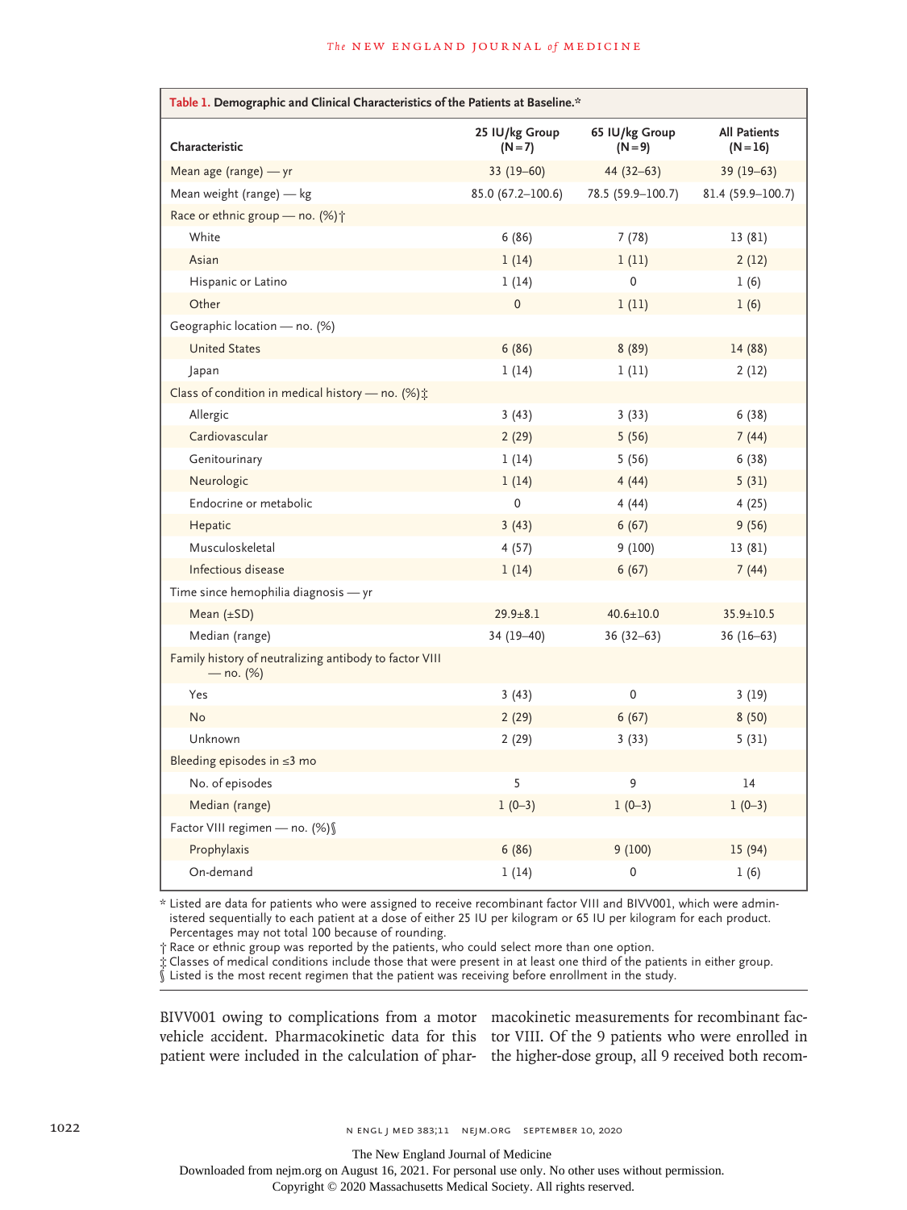**Table 1. Demographic and Clinical Characteristics of the Patients at Baseline.***

| Characteristic | 25 IU/kg Group (N=7) | 65 IU/kg Group (N=9) | All Patients (N=16) |
|---|---|---|---|
| Mean age (range) — yr | 33 (19–60) | 44 (32–63) | 39 (19–63) |
| Mean weight (range) — kg | 85.0 (67.2–100.6) | 78.5 (59.9–100.7) | 81.4 (59.9–100.7) |
| Race or ethnic group — no. (%)† | | | |
| White | 6 (86) | 7 (78) | 13 (81) |
| Asian | 1 (14) | 1 (11) | 2 (12) |
| Hispanic or Latino | 1 (14) | 0 | 1 (6) |
| Other | 0 | 1 (11) | 1 (6) |
| Geographic location — no. (%) | | | |
| United States | 6 (86) | 8 (89) | 14 (88) |
| Japan | 1 (14) | 1 (11) | 2 (12) |
| Class of condition in medical history — no. (%)‡ | | | |
| Allergic | 3 (43) | 3 (33) | 6 (38) |
| Cardiovascular | 2 (29) | 5 (56) | 7 (44) |
| Genitourinary | 1 (14) | 5 (56) | 6 (38) |
| Neurologic | 1 (14) | 4 (44) | 5 (31) |
| Endocrine or metabolic | 0 | 4 (44) | 4 (25) |
| Hepatic | 3 (43) | 6 (67) | 9 (56) |
| Musculoskeletal | 4 (57) | 9 (100) | 13 (81) |
| Infectious disease | 1 (14) | 6 (67) | 7 (44) |
| Time since hemophilia diagnosis — yr | | | |
| Mean (±SD) | 29.9±8.1 | 40.6±10.0 | 35.9±10.5 |
| Median (range) | 34 (19–40) | 36 (32–63) | 36 (16–63) |
| Family history of neutralizing antibody to factor VIII — no. (%) | | | |
| Yes | 3 (43) | 0 | 3 (19) |
| No | 2 (29) | 6 (67) | 8 (50) |
| Unknown | 2 (29) | 3 (33) | 5 (31) |
| Bleeding episodes in ≤3 mo | | | |
| No. of episodes | 5 | 9 | 14 |
| Median (range) | 1 (0–3) | 1 (0–3) | 1 (0–3) |
| Factor VIII regimen — no. (%)§ | | | |
| Prophylaxis | 6 (86) | 9 (100) | 15 (94) |
| On-demand | 1 (14) | 0 | 1 (6) |

\* Listed are data for patients who were assigned to receive recombinant factor VIII and BIVV001, which were administered sequentially to each patient at a dose of either 25 IU per kilogram or 65 IU per kilogram for each product. Percentages may not total 100 because of rounding.

† Race or ethnic group was reported by the patients, who could select more than one option.

‡ Classes of medical conditions include those that were present in at least one third of the patients in either group.

§ Listed is the most recent regimen that the patient was receiving before enrollment in the study.

BIVV001 owing to complications from a motor vehicle accident. Pharmacokinetic data for this patient were included in the calculation of pharmacokinetic measurements for recombinant factor VIII. Of the 9 patients who were enrolled in the higher-dose group, all 9 received both recom-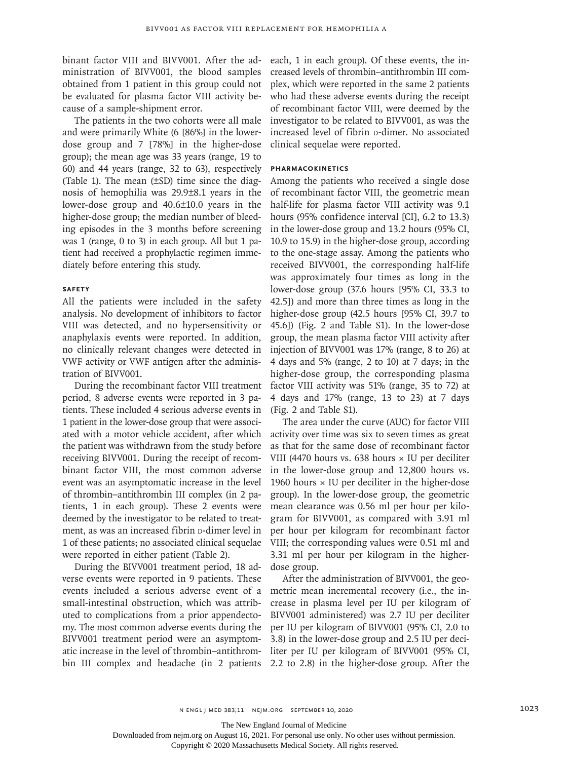binant factor VIII and BIVV001. After the administration of BIVV001, the blood samples obtained from 1 patient in this group could not be evaluated for plasma factor VIII activity because of a sample-shipment error.

The patients in the two cohorts were all male and were primarily White (6 [86%] in the lower-dose group and 7 [78%] in the higher-dose group); the mean age was 33 years (range, 19 to 60) and 44 years (range, 32 to 63), respectively (Table 1). The mean (±SD) time since the diagnosis of hemophilia was 29.9±8.1 years in the lower-dose group and 40.6±10.0 years in the higher-dose group; the median number of bleeding episodes in the 3 months before screening was 1 (range, 0 to 3) in each group. All but 1 patient had received a prophylactic regimen immediately before entering this study.

### Safety

All the patients were included in the safety analysis. No development of inhibitors to factor VIII was detected, and no hypersensitivity or anaphylaxis events were reported. In addition, no clinically relevant changes were detected in VWF activity or VWF antigen after the administration of BIVV001.

During the recombinant factor VIII treatment period, 8 adverse events were reported in 3 patients. These included 4 serious adverse events in 1 patient in the lower-dose group that were associated with a motor vehicle accident, after which the patient was withdrawn from the study before receiving BIVV001. During the receipt of recombinant factor VIII, the most common adverse event was an asymptomatic increase in the level of thrombin–antithrombin III complex (in 2 patients, 1 in each group). These 2 events were deemed by the investigator to be related to treatment, as was an increased fibrin D-dimer level in 1 of these patients; no associated clinical sequelae were reported in either patient (Table 2).

During the BIVV001 treatment period, 18 adverse events were reported in 9 patients. These events included a serious adverse event of a small-intestinal obstruction, which was attributed to complications from a prior appendectomy. The most common adverse events during the BIVV001 treatment period were an asymptomatic increase in the level of thrombin–antithrombin III complex and headache (in 2 patients each, 1 in each group). Of these events, the increased levels of thrombin–antithrombin III complex, which were reported in the same 2 patients who had these adverse events during the receipt of recombinant factor VIII, were deemed by the investigator to be related to BIVV001, as was the increased level of fibrin D-dimer. No associated clinical sequelae were reported.

### Pharmacokinetics

Among the patients who received a single dose of recombinant factor VIII, the geometric mean half-life for plasma factor VIII activity was 9.1 hours (95% confidence interval [CI], 6.2 to 13.3) in the lower-dose group and 13.2 hours (95% CI, 10.9 to 15.9) in the higher-dose group, according to the one-stage assay. Among the patients who received BIVV001, the corresponding half-life was approximately four times as long in the lower-dose group (37.6 hours [95% CI, 33.3 to 42.5]) and more than three times as long in the higher-dose group (42.5 hours [95% CI, 39.7 to 45.6]) (Fig. 2 and Table S1). In the lower-dose group, the mean plasma factor VIII activity after injection of BIVV001 was 17% (range, 8 to 26) at 4 days and 5% (range, 2 to 10) at 7 days; in the higher-dose group, the corresponding plasma factor VIII activity was 51% (range, 35 to 72) at 4 days and 17% (range, 13 to 23) at 7 days (Fig. 2 and Table S1).

The area under the curve (AUC) for factor VIII activity over time was six to seven times as great as that for the same dose of recombinant factor VIII (4470 hours vs. 638 hours × IU per deciliter in the lower-dose group and 12,800 hours vs. 1960 hours × IU per deciliter in the higher-dose group). In the lower-dose group, the geometric mean clearance was 0.56 ml per hour per kilogram for BIVV001, as compared with 3.91 ml per hour per kilogram for recombinant factor VIII; the corresponding values were 0.51 ml and 3.31 ml per hour per kilogram in the higher-dose group.

After the administration of BIVV001, the geometric mean incremental recovery (i.e., the increase in plasma level per IU per kilogram of BIVV001 administered) was 2.7 IU per deciliter per IU per kilogram of BIVV001 (95% CI, 2.0 to 3.8) in the lower-dose group and 2.5 IU per deciliter per IU per kilogram of BIVV001 (95% CI, 2.2 to 2.8) in the higher-dose group. After the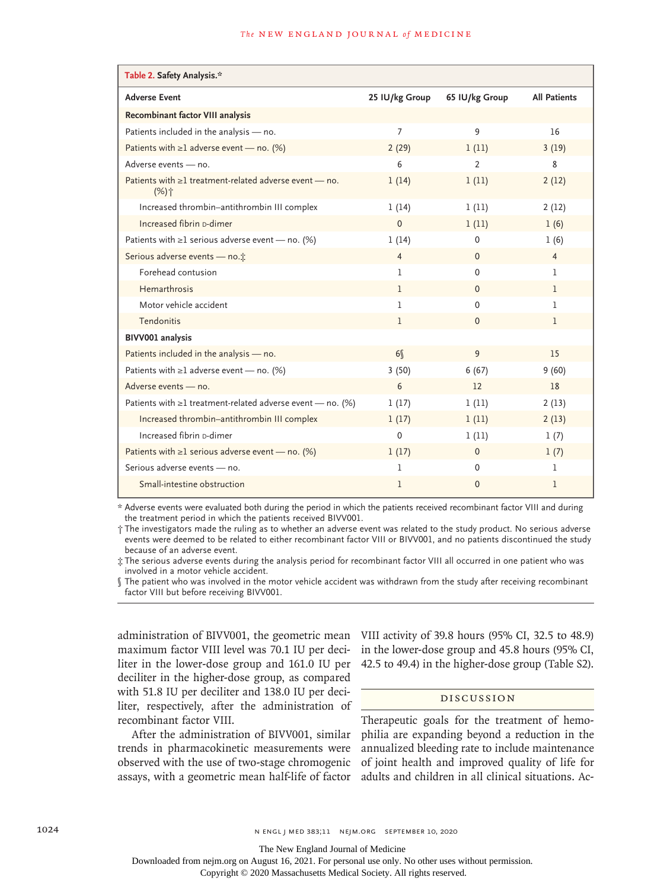**Table 2. Safety Analysis.***

| Adverse Event | 25 IU/kg Group | 65 IU/kg Group | All Patients |
|---|---|---|---|
| **Recombinant factor VIII analysis** | | | |
| Patients included in the analysis — no. | 7 | 9 | 16 |
| Patients with ≥1 adverse event — no. (%) | 2 (29) | 1 (11) | 3 (19) |
| Adverse events — no. | 6 | 2 | 8 |
| Patients with ≥1 treatment-related adverse event — no. (%)† | 1 (14) | 1 (11) | 2 (12) |
| Increased thrombin–antithrombin III complex | 1 (14) | 1 (11) | 2 (12) |
| Increased fibrin D-dimer | 0 | 1 (11) | 1 (6) |
| Patients with ≥1 serious adverse event — no. (%) | 1 (14) | 0 | 1 (6) |
| Serious adverse events — no.‡ | 4 | 0 | 4 |
| Forehead contusion | 1 | 0 | 1 |
| Hemarthrosis | 1 | 0 | 1 |
| Motor vehicle accident | 1 | 0 | 1 |
| Tendonitis | 1 | 0 | 1 |
| **BIVV001 analysis** | | | |
| Patients included in the analysis — no. | 6§ | 9 | 15 |
| Patients with ≥1 adverse event — no. (%) | 3 (50) | 6 (67) | 9 (60) |
| Adverse events — no. | 6 | 12 | 18 |
| Patients with ≥1 treatment-related adverse event — no. (%) | 1 (17) | 1 (11) | 2 (13) |
| Increased thrombin–antithrombin III complex | 1 (17) | 1 (11) | 2 (13) |
| Increased fibrin D-dimer | 0 | 1 (11) | 1 (7) |
| Patients with ≥1 serious adverse event — no. (%) | 1 (17) | 0 | 1 (7) |
| Serious adverse events — no. | 1 | 0 | 1 |
| Small-intestine obstruction | 1 | 0 | 1 |

\* Adverse events were evaluated both during the period in which the patients received recombinant factor VIII and during the treatment period in which the patients received BIVV001.

† The investigators made the ruling as to whether an adverse event was related to the study product. No serious adverse events were deemed to be related to either recombinant factor VIII or BIVV001, and no patients discontinued the study because of an adverse event.

‡ The serious adverse events during the analysis period for recombinant factor VIII all occurred in one patient who was involved in a motor vehicle accident.

§ The patient who was involved in the motor vehicle accident was withdrawn from the study after receiving recombinant factor VIII but before receiving BIVV001.

administration of BIVV001, the geometric mean maximum factor VIII level was 70.1 IU per deciliter in the lower-dose group and 161.0 IU per deciliter in the higher-dose group, as compared with 51.8 IU per deciliter and 138.0 IU per deciliter, respectively, after the administration of recombinant factor VIII.

After the administration of BIVV001, similar trends in pharmacokinetic measurements were observed with the use of two-stage chromogenic assays, with a geometric mean half-life of factor VIII activity of 39.8 hours (95% CI, 32.5 to 48.9) in the lower-dose group and 45.8 hours (95% CI, 42.5 to 49.4) in the higher-dose group (Table S2).

## Discussion

Therapeutic goals for the treatment of hemophilia are expanding beyond a reduction in the annualized bleeding rate to include maintenance of joint health and improved quality of life for adults and children in all clinical situations. Ac-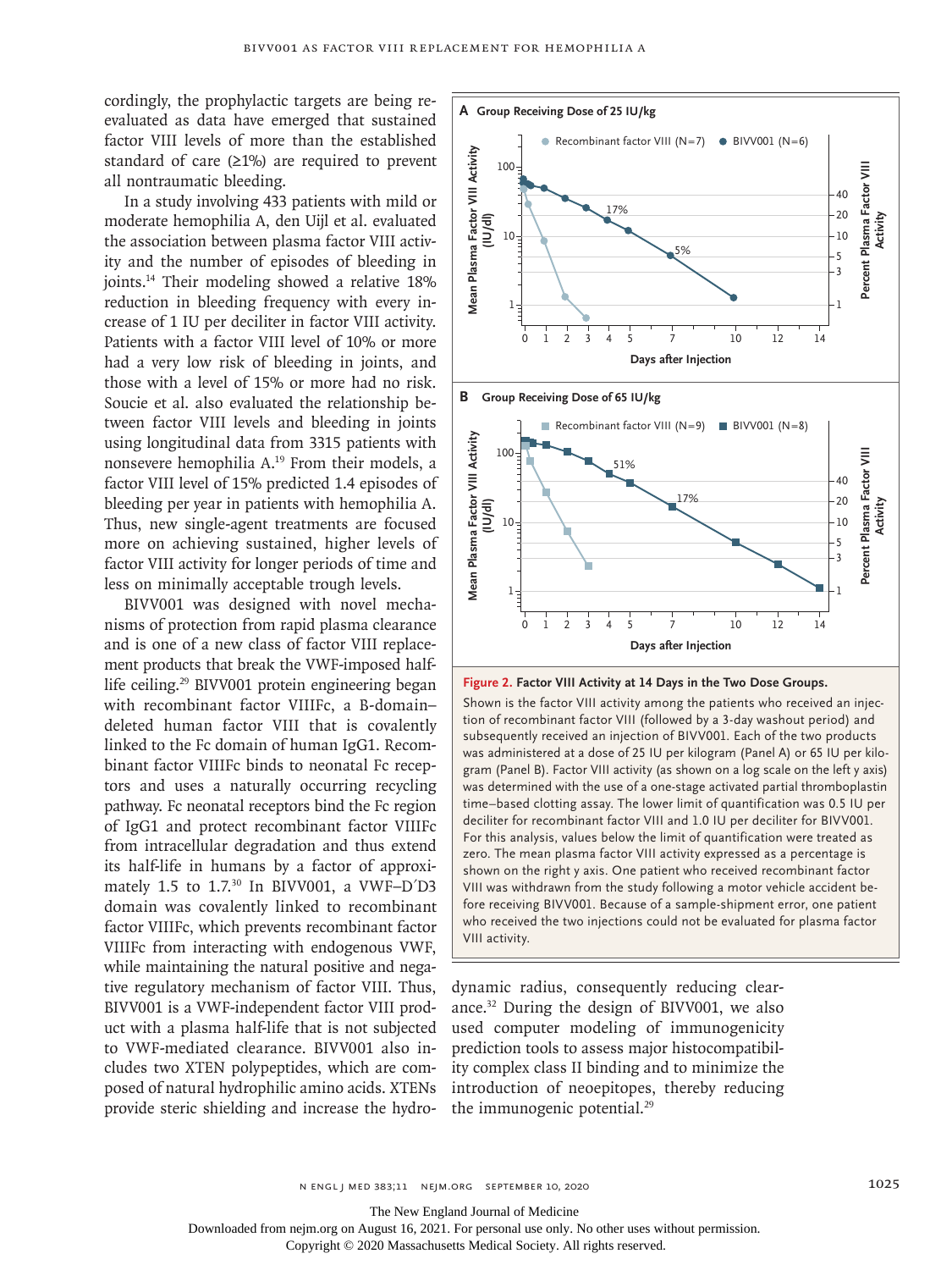cordingly, the prophylactic targets are being reevaluated as data have emerged that sustained factor VIII levels of more than the established standard of care (≥1%) are required to prevent all nontraumatic bleeding.

In a study involving 433 patients with mild or moderate hemophilia A, den Uijl et al. evaluated the association between plasma factor VIII activity and the number of episodes of bleeding in joints.[14] Their modeling showed a relative 18% reduction in bleeding frequency with every increase of 1 IU per deciliter in factor VIII activity. Patients with a factor VIII level of 10% or more had a very low risk of bleeding in joints, and those with a level of 15% or more had no risk. Soucie et al. also evaluated the relationship between factor VIII levels and bleeding in joints using longitudinal data from 3315 patients with nonsevere hemophilia A.[19] From their models, a factor VIII level of 15% predicted 1.4 episodes of bleeding per year in patients with hemophilia A. Thus, new single-agent treatments are focused more on achieving sustained, higher levels of factor VIII activity for longer periods of time and less on minimally acceptable trough levels.

BIVV001 was designed with novel mechanisms of protection from rapid plasma clearance and is one of a new class of factor VIII replacement products that break the VWF-imposed half-life ceiling.[29] BIVV001 protein engineering began with recombinant factor VIIIFc, a B-domain–deleted human factor VIII that is covalently linked to the Fc domain of human IgG1. Recombinant factor VIIIFc binds to neonatal Fc receptors and uses a naturally occurring recycling pathway. Fc neonatal receptors bind the Fc region of IgG1 and protect recombinant factor VIIIFc from intracellular degradation and thus extend its half-life in humans by a factor of approximately 1.5 to 1.7.[30] In BIVV001, a VWF–D′D3 domain was covalently linked to recombinant factor VIIIFc, which prevents recombinant factor VIIIFc from interacting with endogenous VWF, while maintaining the natural positive and negative regulatory mechanism of factor VIII. Thus, BIVV001 is a VWF-independent factor VIII product with a plasma half-life that is not subjected to VWF-mediated clearance. BIVV001 also includes two XTEN polypeptides, which are composed of natural hydrophilic amino acids. XTENs provide steric shielding and increase the hydrodynamic radius, consequently reducing clearance.[32] During the design of BIVV001, we also used computer modeling of immunogenicity prediction tools to assess major histocompatibility complex class II binding and to minimize the introduction of neoepitopes, thereby reducing the immunogenic potential.[29]

**Figure 2. Factor VIII Activity at 14 Days in the Two Dose Groups.**

Shown is the factor VIII activity among the patients who received an injection of recombinant factor VIII (followed by a 3-day washout period) and subsequently received an injection of BIVV001. Each of the two products was administered at a dose of 25 IU per kilogram (Panel A) or 65 IU per kilogram (Panel B). Factor VIII activity (as shown on a log scale on the left y axis) was determined with the use of a one-stage activated partial thromboplastin time–based clotting assay. The lower limit of quantification was 0.5 IU per deciliter for recombinant factor VIII and 1.0 IU per deciliter for BIVV001. For this analysis, values below the limit of quantification were treated as zero. The mean plasma factor VIII activity expressed as a percentage is shown on the right y axis. One patient who received recombinant factor VIII was withdrawn from the study following a motor vehicle accident before receiving BIVV001. Because of a sample-shipment error, one patient who received the two injections could not be evaluated for plasma factor VIII activity.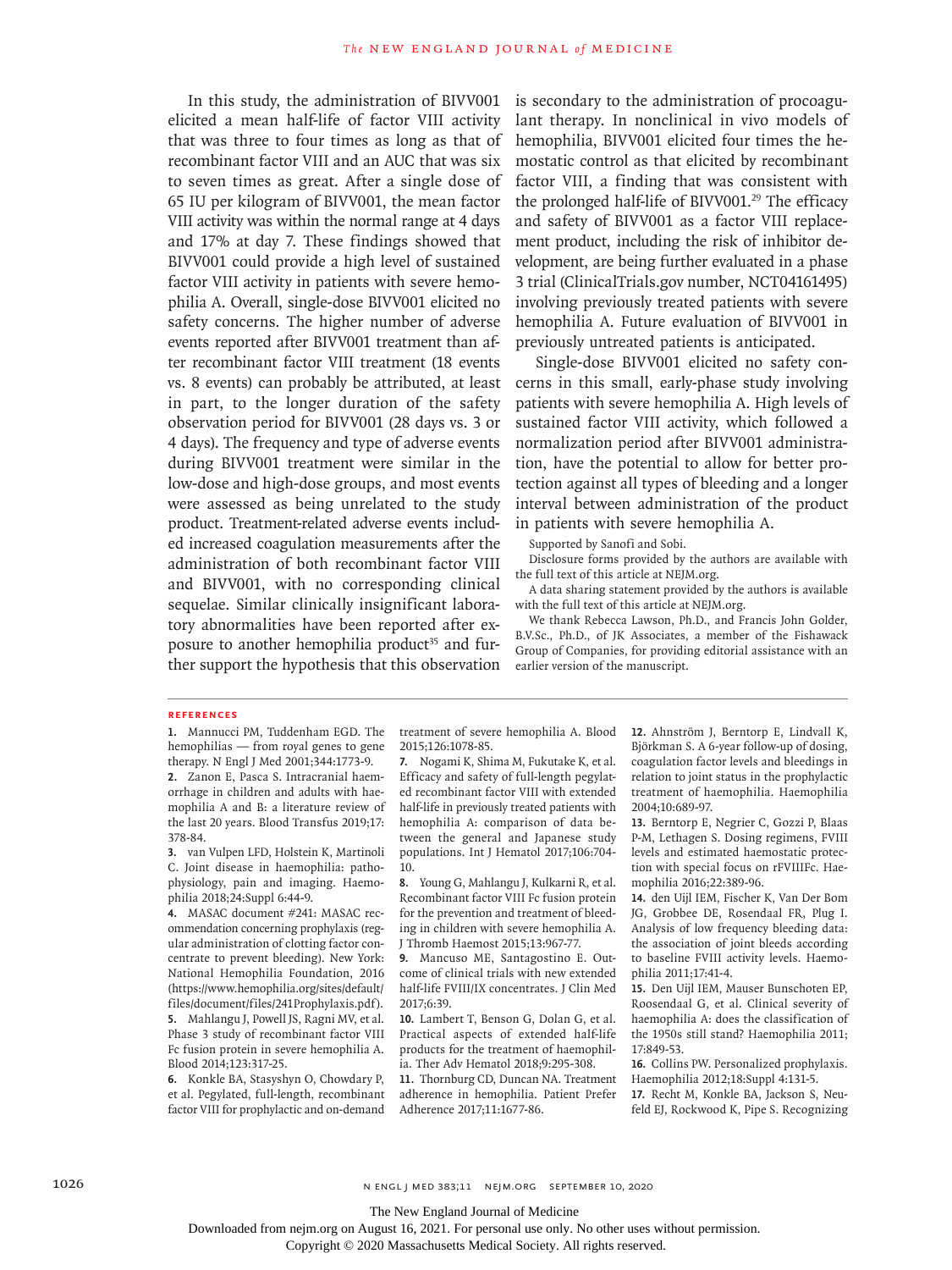In this study, the administration of BIVV001 elicited a mean half-life of factor VIII activity that was three to four times as long as that of recombinant factor VIII and an AUC that was six to seven times as great. After a single dose of 65 IU per kilogram of BIVV001, the mean factor VIII activity was within the normal range at 4 days and 17% at day 7. These findings showed that BIVV001 could provide a high level of sustained factor VIII activity in patients with severe hemophilia A. Overall, single-dose BIVV001 elicited no safety concerns. The higher number of adverse events reported after BIVV001 treatment than after recombinant factor VIII treatment (18 events vs. 8 events) can probably be attributed, at least in part, to the longer duration of the safety observation period for BIVV001 (28 days vs. 3 or 4 days). The frequency and type of adverse events during BIVV001 treatment were similar in the low-dose and high-dose groups, and most events were assessed as being unrelated to the study product. Treatment-related adverse events included increased coagulation measurements after the administration of both recombinant factor VIII and BIVV001, with no corresponding clinical sequelae. Similar clinically insignificant laboratory abnormalities have been reported after exposure to another hemophilia product[35] and further support the hypothesis that this observation is secondary to the administration of procoagulant therapy. In nonclinical in vivo models of hemophilia, BIVV001 elicited four times the hemostatic control as that elicited by recombinant factor VIII, a finding that was consistent with the prolonged half-life of BIVV001.[29] The efficacy and safety of BIVV001 as a factor VIII replacement product, including the risk of inhibitor development, are being further evaluated in a phase 3 trial (ClinicalTrials.gov number, NCT04161495) involving previously treated patients with severe hemophilia A. Future evaluation of BIVV001 in previously untreated patients is anticipated.

Single-dose BIVV001 elicited no safety concerns in this small, early-phase study involving patients with severe hemophilia A. High levels of sustained factor VIII activity, which followed a normalization period after BIVV001 administration, have the potential to allow for better protection against all types of bleeding and a longer interval between administration of the product in patients with severe hemophilia A.

Supported by Sanofi and Sobi.

Disclosure forms provided by the authors are available with the full text of this article at NEJM.org.

A data sharing statement provided by the authors is available with the full text of this article at NEJM.org.

We thank Rebecca Lawson, Ph.D., and Francis John Golder, B.V.Sc., Ph.D., of JK Associates, a member of the Fishawack Group of Companies, for providing editorial assistance with an earlier version of the manuscript.

## References

1. Mannucci PM, Tuddenham EGD. The hemophilias — from royal genes to gene therapy. N Engl J Med 2001;344:1773-9.
2. Zanon E, Pasca S. Intracranial haemorrhage in children and adults with haemophilia A and B: a literature review of the last 20 years. Blood Transfus 2019;17:378-84.
3. van Vulpen LFD, Holstein K, Martinoli C. Joint disease in haemophilia: pathophysiology, pain and imaging. Haemophilia 2018;24:Suppl 6:44-9.
4. MASAC document #241: MASAC recommendation concerning prophylaxis (regular administration of clotting factor concentrate to prevent bleeding). New York: National Hemophilia Foundation, 2016 (https://www.hemophilia.org/sites/default/files/document/files/241Prophylaxis.pdf).
5. Mahlangu J, Powell JS, Ragni MV, et al. Phase 3 study of recombinant factor VIII Fc fusion protein in severe hemophilia A. Blood 2014;123:317-25.
6. Konkle BA, Stasyshyn O, Chowdary P, et al. Pegylated, full-length, recombinant factor VIII for prophylactic and on-demand treatment of severe hemophilia A. Blood 2015;126:1078-85.
7. Nogami K, Shima M, Fukutake K, et al. Efficacy and safety of full-length pegylated recombinant factor VIII with extended half-life in previously treated patients with hemophilia A: comparison of data between the general and Japanese study populations. Int J Hematol 2017;106:704-10.
8. Young G, Mahlangu J, Kulkarni R, et al. Recombinant factor VIII Fc fusion protein for the prevention and treatment of bleeding in children with severe hemophilia A. J Thromb Haemost 2015;13:967-77.
9. Mancuso ME, Santagostino E. Outcome of clinical trials with new extended half-life FVIII/IX concentrates. J Clin Med 2017;6:39.
10. Lambert T, Benson G, Dolan G, et al. Practical aspects of extended half-life products for the treatment of haemophilia. Ther Adv Hematol 2018;9:295-308.
11. Thornburg CD, Duncan NA. Treatment adherence in hemophilia. Patient Prefer Adherence 2017;11:1677-86.
12. Ahnström J, Berntorp E, Lindvall K, Björkman S. A 6-year follow-up of dosing, coagulation factor levels and bleedings in relation to joint status in the prophylactic treatment of haemophilia. Haemophilia 2004;10:689-97.
13. Berntorp E, Negrier C, Gozzi P, Blaas P-M, Lethagen S. Dosing regimens, FVIII levels and estimated haemostatic protection with special focus on rFVIIIFc. Haemophilia 2016;22:389-96.
14. den Uijl IEM, Fischer K, Van Der Bom JG, Grobbee DE, Rosendaal FR, Plug I. Analysis of low frequency bleeding data: the association of joint bleeds according to baseline FVIII activity levels. Haemophilia 2011;17:41-4.
15. Den Uijl IEM, Mauser Bunschoten EP, Roosendaal G, et al. Clinical severity of haemophilia A: does the classification of the 1950s still stand? Haemophilia 2011;17:849-53.
16. Collins PW. Personalized prophylaxis. Haemophilia 2012;18:Suppl 4:131-5.
17. Recht M, Konkle BA, Jackson S, Neufeld EJ, Rockwood K, Pipe S. Recognizing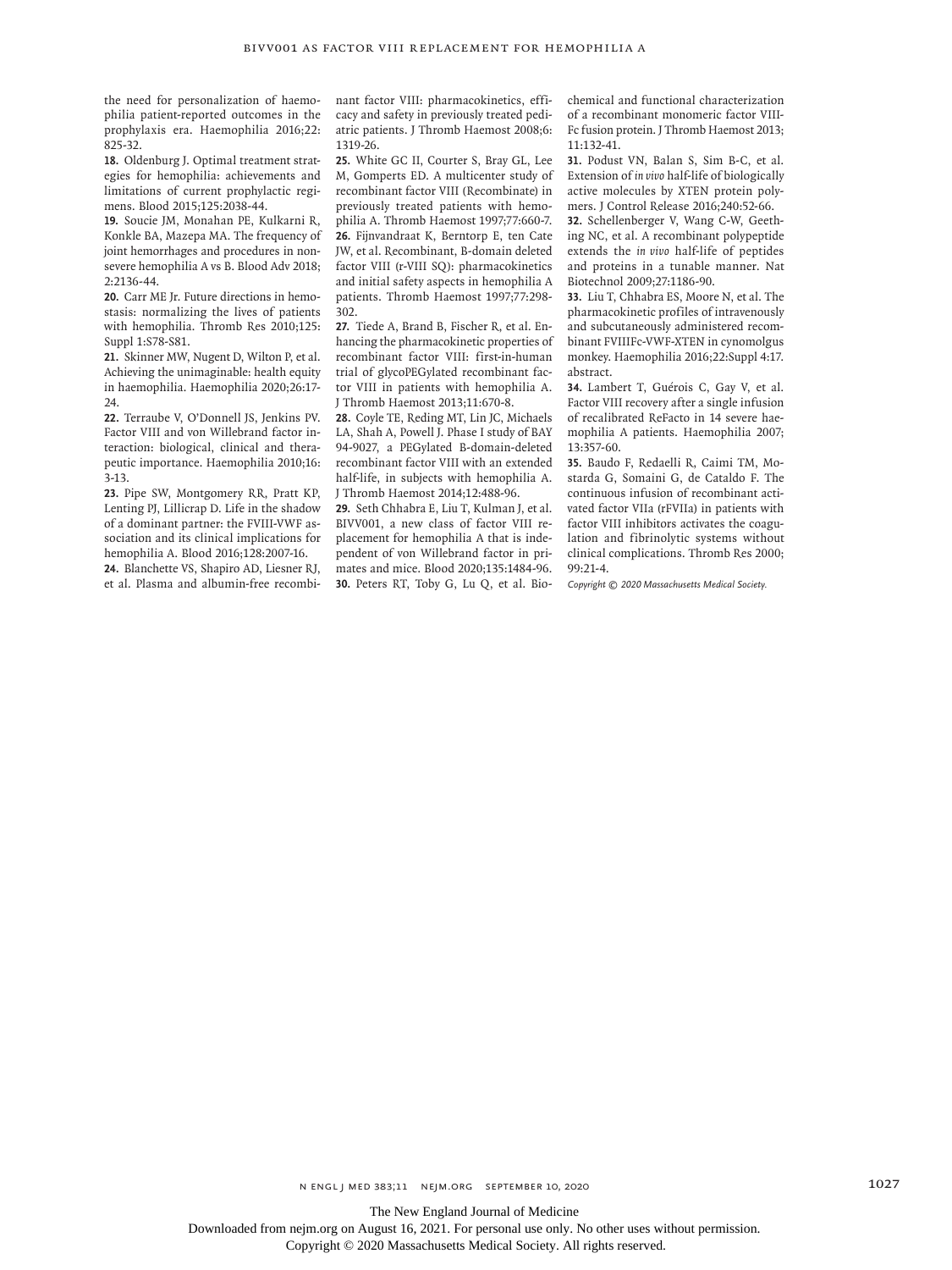the need for personalization of haemophilia patient-reported outcomes in the prophylaxis era. Haemophilia 2016;22:825-32.

**18.** Oldenburg J. Optimal treatment strategies for hemophilia: achievements and limitations of current prophylactic regimens. Blood 2015;125:2038-44.

**19.** Soucie JM, Monahan PE, Kulkarni R, Konkle BA, Mazepa MA. The frequency of joint hemorrhages and procedures in nonsevere hemophilia A vs B. Blood Adv 2018;2:2136-44.

**20.** Carr ME Jr. Future directions in hemostasis: normalizing the lives of patients with hemophilia. Thromb Res 2010;125: Suppl 1:S78-S81.

**21.** Skinner MW, Nugent D, Wilton P, et al. Achieving the unimaginable: health equity in haemophilia. Haemophilia 2020;26:17-24.

**22.** Terraube V, O'Donnell JS, Jenkins PV. Factor VIII and von Willebrand factor interaction: biological, clinical and therapeutic importance. Haemophilia 2010;16:3-13.

**23.** Pipe SW, Montgomery RR, Pratt KP, Lenting PJ, Lillicrap D. Life in the shadow of a dominant partner: the FVIII-VWF association and its clinical implications for hemophilia A. Blood 2016;128:2007-16.

**24.** Blanchette VS, Shapiro AD, Liesner RJ, et al. Plasma and albumin-free recombinant factor VIII: pharmacokinetics, efficacy and safety in previously treated pediatric patients. J Thromb Haemost 2008;6:1319-26.

**25.** White GC II, Courter S, Bray GL, Lee M, Gomperts ED. A multicenter study of recombinant factor VIII (Recombinate) in previously treated patients with hemophilia A. Thromb Haemost 1997;77:660-7.

**26.** Fijnvandraat K, Berntorp E, ten Cate JW, et al. Recombinant, B-domain deleted factor VIII (r-VIII SQ): pharmacokinetics and initial safety aspects in hemophilia A patients. Thromb Haemost 1997;77:298-302.

**27.** Tiede A, Brand B, Fischer R, et al. Enhancing the pharmacokinetic properties of recombinant factor VIII: first-in-human trial of glycoPEGylated recombinant factor VIII in patients with hemophilia A. J Thromb Haemost 2013;11:670-8.

**28.** Coyle TE, Reding MT, Lin JC, Michaels LA, Shah A, Powell J. Phase I study of BAY 94-9027, a PEGylated B-domain-deleted recombinant factor VIII with an extended half-life, in subjects with hemophilia A. J Thromb Haemost 2014;12:488-96.

**29.** Seth Chhabra E, Liu T, Kulman J, et al. BIVV001, a new class of factor VIII replacement for hemophilia A that is independent of von Willebrand factor in primates and mice. Blood 2020;135:1484-96.

**30.** Peters RT, Toby G, Lu Q, et al. Biochemical and functional characterization of a recombinant monomeric factor VIII-Fc fusion protein. J Thromb Haemost 2013;11:132-41.

**31.** Podust VN, Balan S, Sim B-C, et al. Extension of *in vivo* half-life of biologically active molecules by XTEN protein polymers. J Control Release 2016;240:52-66.

**32.** Schellenberger V, Wang C-W, Geething NC, et al. A recombinant polypeptide extends the *in vivo* half-life of peptides and proteins in a tunable manner. Nat Biotechnol 2009;27:1186-90.

**33.** Liu T, Chhabra ES, Moore N, et al. The pharmacokinetic profiles of intravenously and subcutaneously administered recombinant FVIIIFc-VWF-XTEN in cynomolgus monkey. Haemophilia 2016;22:Suppl 4:17. abstract.

**34.** Lambert T, Guérois C, Gay V, et al. Factor VIII recovery after a single infusion of recalibrated ReFacto in 14 severe haemophilia A patients. Haemophilia 2007;13:357-60.

**35.** Baudo F, Redaelli R, Caimi TM, Mostarda G, Somaini G, de Cataldo F. The continuous infusion of recombinant activated factor VIIa (rFVIIa) in patients with factor VIII inhibitors activates the coagulation and fibrinolytic systems without clinical complications. Thromb Res 2000;99:21-4.

*Copyright © 2020 Massachusetts Medical Society.*